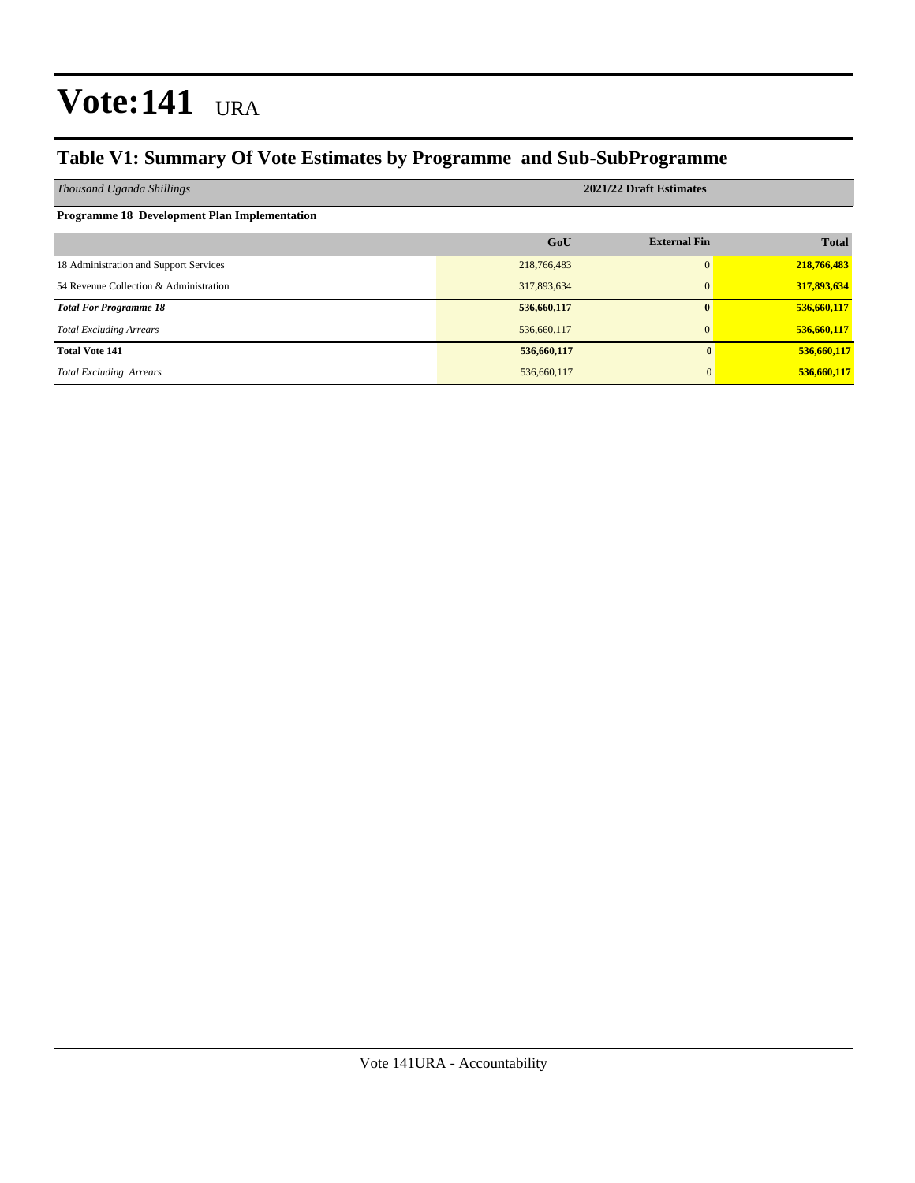# Vote:141 URA

## Table V1: Summary Of Vote Estimates by Programme and Sub-SubProgramme

| *Thousand Uganda Shillings* | 2021/22 Draft Estimates | | |
|---|---|---|---|
| **Programme 18 Development Plan Implementation** | | | |
| | **GoU** | **External Fin** | **Total** |
| 18 Administration and Support Services | 218,766,483 | 0 | **218,766,483** |
| 54 Revenue Collection & Administration | 317,893,634 | 0 | **317,893,634** |
| ***Total For Programme 18*** | **536,660,117** | **0** | **536,660,117** |
| *Total Excluding Arrears* | 536,660,117 | 0 | **536,660,117** |
| **Total Vote 141** | **536,660,117** | **0** | **536,660,117** |
| *Total Excluding Arrears* | 536,660,117 | 0 | **536,660,117** |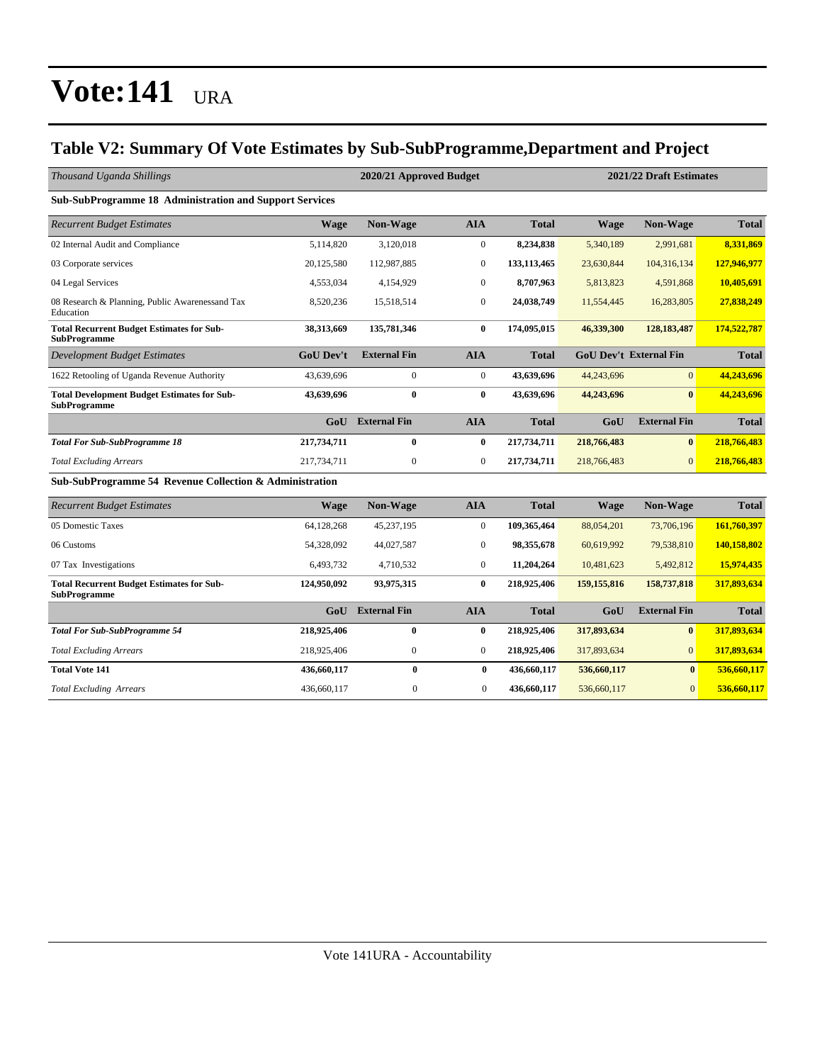# Vote:141 URA

## Table V2: Summary Of Vote Estimates by Sub-SubProgramme,Department and Project

| *Thousand Uganda Shillings* | 2020/21 Approved Budget | | | | 2021/22 Draft Estimates | | |
|---|---|---|---|---|---|---|---|
| **Sub-SubProgramme 18 Administration and Support Services** | | | | | | | |
| *Recurrent Budget Estimates* | **Wage** | **Non-Wage** | **AIA** | **Total** | **Wage** | **Non-Wage** | **Total** |
| 02 Internal Audit and Compliance | 5,114,820 | 3,120,018 | 0 | **8,234,838** | 5,340,189 | 2,991,681 | **8,331,869** |
| 03 Corporate services | 20,125,580 | 112,987,885 | 0 | **133,113,465** | 23,630,844 | 104,316,134 | **127,946,977** |
| 04 Legal Services | 4,553,034 | 4,154,929 | 0 | **8,707,963** | 5,813,823 | 4,591,868 | **10,405,691** |
| 08 Research & Planning, Public Awarenessand Tax Education | 8,520,236 | 15,518,514 | 0 | **24,038,749** | 11,554,445 | 16,283,805 | **27,838,249** |
| **Total Recurrent Budget Estimates for Sub-SubProgramme** | **38,313,669** | **135,781,346** | **0** | **174,095,015** | **46,339,300** | **128,183,487** | **174,522,787** |
| *Development Budget Estimates* | **GoU Dev't** | **External Fin** | **AIA** | **Total** | **GoU Dev't** | **External Fin** | **Total** |
| 1622 Retooling of Uganda Revenue Authority | 43,639,696 | 0 | 0 | **43,639,696** | 44,243,696 | 0 | **44,243,696** |
| **Total Development Budget Estimates for Sub-SubProgramme** | **43,639,696** | **0** | **0** | **43,639,696** | **44,243,696** | **0** | **44,243,696** |
| | **GoU** | **External Fin** | **AIA** | **Total** | **GoU** | **External Fin** | **Total** |
| ***Total For Sub-SubProgramme 18*** | **217,734,711** | **0** | **0** | **217,734,711** | **218,766,483** | **0** | **218,766,483** |
| *Total Excluding Arrears* | 217,734,711 | 0 | 0 | **217,734,711** | 218,766,483 | 0 | **218,766,483** |
| **Sub-SubProgramme 54 Revenue Collection & Administration** | | | | | | | |
| *Recurrent Budget Estimates* | **Wage** | **Non-Wage** | **AIA** | **Total** | **Wage** | **Non-Wage** | **Total** |
| 05 Domestic Taxes | 64,128,268 | 45,237,195 | 0 | **109,365,464** | 88,054,201 | 73,706,196 | **161,760,397** |
| 06 Customs | 54,328,092 | 44,027,587 | 0 | **98,355,678** | 60,619,992 | 79,538,810 | **140,158,802** |
| 07 Tax Investigations | 6,493,732 | 4,710,532 | 0 | **11,204,264** | 10,481,623 | 5,492,812 | **15,974,435** |
| **Total Recurrent Budget Estimates for Sub-SubProgramme** | **124,950,092** | **93,975,315** | **0** | **218,925,406** | **159,155,816** | **158,737,818** | **317,893,634** |
| | **GoU** | **External Fin** | **AIA** | **Total** | **GoU** | **External Fin** | **Total** |
| ***Total For Sub-SubProgramme 54*** | **218,925,406** | **0** | **0** | **218,925,406** | **317,893,634** | **0** | **317,893,634** |
| *Total Excluding Arrears* | 218,925,406 | 0 | 0 | **218,925,406** | 317,893,634 | 0 | **317,893,634** |
| **Total Vote 141** | **436,660,117** | **0** | **0** | **436,660,117** | **536,660,117** | **0** | **536,660,117** |
| *Total Excluding Arrears* | 436,660,117 | 0 | 0 | **436,660,117** | 536,660,117 | 0 | **536,660,117** |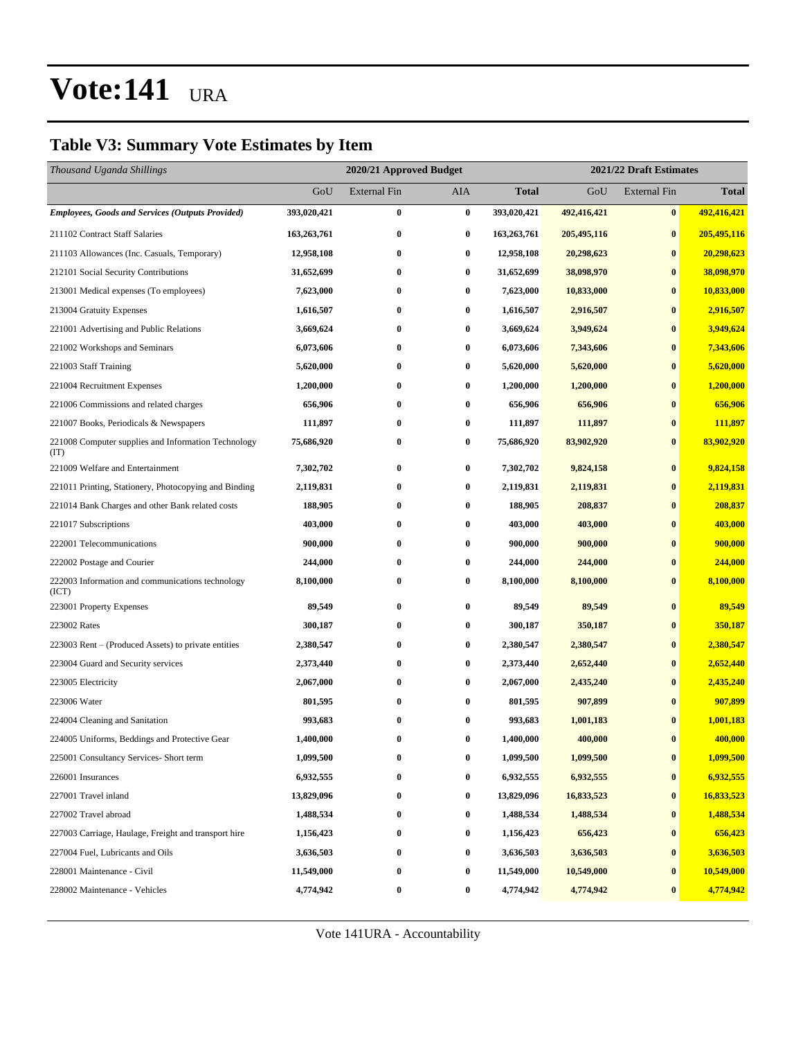# Vote:141 URA

## Table V3: Summary Vote Estimates by Item

| *Thousand Uganda Shillings* | 2020/21 Approved Budget | | | | 2021/22 Draft Estimates | | |
|---|---|---|---|---|---|---|---|
| | GoU | External Fin | AIA | **Total** | GoU | External Fin | **Total** |
| ***Employees, Goods and Services (Outputs Provided)*** | **393,020,421** | **0** | **0** | **393,020,421** | **492,416,421** | **0** | **492,416,421** |
| 211102 Contract Staff Salaries | **163,263,761** | **0** | **0** | **163,263,761** | **205,495,116** | **0** | **205,495,116** |
| 211103 Allowances (Inc. Casuals, Temporary) | **12,958,108** | **0** | **0** | **12,958,108** | **20,298,623** | **0** | **20,298,623** |
| 212101 Social Security Contributions | **31,652,699** | **0** | **0** | **31,652,699** | **38,098,970** | **0** | **38,098,970** |
| 213001 Medical expenses (To employees) | **7,623,000** | **0** | **0** | **7,623,000** | **10,833,000** | **0** | **10,833,000** |
| 213004 Gratuity Expenses | **1,616,507** | **0** | **0** | **1,616,507** | **2,916,507** | **0** | **2,916,507** |
| 221001 Advertising and Public Relations | **3,669,624** | **0** | **0** | **3,669,624** | **3,949,624** | **0** | **3,949,624** |
| 221002 Workshops and Seminars | **6,073,606** | **0** | **0** | **6,073,606** | **7,343,606** | **0** | **7,343,606** |
| 221003 Staff Training | **5,620,000** | **0** | **0** | **5,620,000** | **5,620,000** | **0** | **5,620,000** |
| 221004 Recruitment Expenses | **1,200,000** | **0** | **0** | **1,200,000** | **1,200,000** | **0** | **1,200,000** |
| 221006 Commissions and related charges | **656,906** | **0** | **0** | **656,906** | **656,906** | **0** | **656,906** |
| 221007 Books, Periodicals & Newspapers | **111,897** | **0** | **0** | **111,897** | **111,897** | **0** | **111,897** |
| 221008 Computer supplies and Information Technology (IT) | **75,686,920** | **0** | **0** | **75,686,920** | **83,902,920** | **0** | **83,902,920** |
| 221009 Welfare and Entertainment | **7,302,702** | **0** | **0** | **7,302,702** | **9,824,158** | **0** | **9,824,158** |
| 221011 Printing, Stationery, Photocopying and Binding | **2,119,831** | **0** | **0** | **2,119,831** | **2,119,831** | **0** | **2,119,831** |
| 221014 Bank Charges and other Bank related costs | **188,905** | **0** | **0** | **188,905** | **208,837** | **0** | **208,837** |
| 221017 Subscriptions | **403,000** | **0** | **0** | **403,000** | **403,000** | **0** | **403,000** |
| 222001 Telecommunications | **900,000** | **0** | **0** | **900,000** | **900,000** | **0** | **900,000** |
| 222002 Postage and Courier | **244,000** | **0** | **0** | **244,000** | **244,000** | **0** | **244,000** |
| 222003 Information and communications technology (ICT) | **8,100,000** | **0** | **0** | **8,100,000** | **8,100,000** | **0** | **8,100,000** |
| 223001 Property Expenses | **89,549** | **0** | **0** | **89,549** | **89,549** | **0** | **89,549** |
| 223002 Rates | **300,187** | **0** | **0** | **300,187** | **350,187** | **0** | **350,187** |
| 223003 Rent – (Produced Assets) to private entities | **2,380,547** | **0** | **0** | **2,380,547** | **2,380,547** | **0** | **2,380,547** |
| 223004 Guard and Security services | **2,373,440** | **0** | **0** | **2,373,440** | **2,652,440** | **0** | **2,652,440** |
| 223005 Electricity | **2,067,000** | **0** | **0** | **2,067,000** | **2,435,240** | **0** | **2,435,240** |
| 223006 Water | **801,595** | **0** | **0** | **801,595** | **907,899** | **0** | **907,899** |
| 224004 Cleaning and Sanitation | **993,683** | **0** | **0** | **993,683** | **1,001,183** | **0** | **1,001,183** |
| 224005 Uniforms, Beddings and Protective Gear | **1,400,000** | **0** | **0** | **1,400,000** | **400,000** | **0** | **400,000** |
| 225001 Consultancy Services- Short term | **1,099,500** | **0** | **0** | **1,099,500** | **1,099,500** | **0** | **1,099,500** |
| 226001 Insurances | **6,932,555** | **0** | **0** | **6,932,555** | **6,932,555** | **0** | **6,932,555** |
| 227001 Travel inland | **13,829,096** | **0** | **0** | **13,829,096** | **16,833,523** | **0** | **16,833,523** |
| 227002 Travel abroad | **1,488,534** | **0** | **0** | **1,488,534** | **1,488,534** | **0** | **1,488,534** |
| 227003 Carriage, Haulage, Freight and transport hire | **1,156,423** | **0** | **0** | **1,156,423** | **656,423** | **0** | **656,423** |
| 227004 Fuel, Lubricants and Oils | **3,636,503** | **0** | **0** | **3,636,503** | **3,636,503** | **0** | **3,636,503** |
| 228001 Maintenance - Civil | **11,549,000** | **0** | **0** | **11,549,000** | **10,549,000** | **0** | **10,549,000** |
| 228002 Maintenance - Vehicles | **4,774,942** | **0** | **0** | **4,774,942** | **4,774,942** | **0** | **4,774,942** |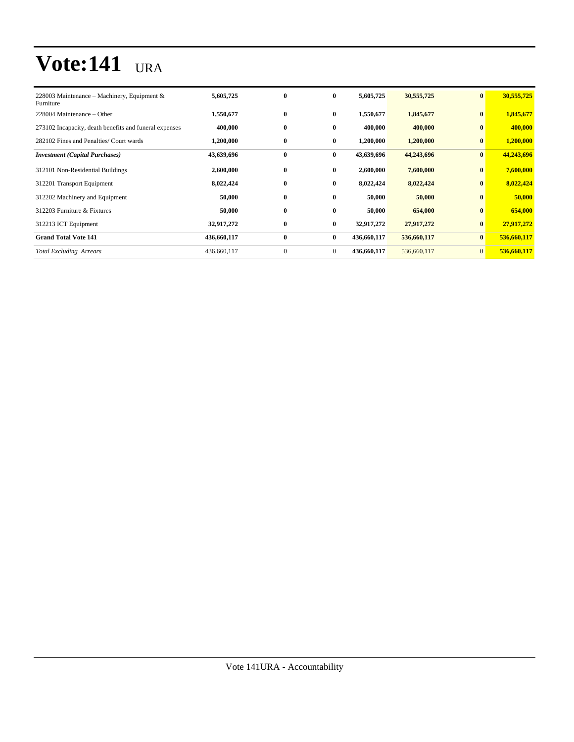# Vote:141 URA

| | | | | | | | |
|---|---|---|---|---|---|---|---|
| 228003 Maintenance – Machinery, Equipment & Furniture | **5,605,725** | **0** | **0** | **5,605,725** | **30,555,725** | **0** | **30,555,725** |
| 228004 Maintenance – Other | **1,550,677** | **0** | **0** | **1,550,677** | **1,845,677** | **0** | **1,845,677** |
| 273102 Incapacity, death benefits and funeral expenses | **400,000** | **0** | **0** | **400,000** | **400,000** | **0** | **400,000** |
| 282102 Fines and Penalties/ Court wards | **1,200,000** | **0** | **0** | **1,200,000** | **1,200,000** | **0** | **1,200,000** |
| ***Investment (Capital Purchases)*** | **43,639,696** | **0** | **0** | **43,639,696** | **44,243,696** | **0** | **44,243,696** |
| 312101 Non-Residential Buildings | **2,600,000** | **0** | **0** | **2,600,000** | **7,600,000** | **0** | **7,600,000** |
| 312201 Transport Equipment | **8,022,424** | **0** | **0** | **8,022,424** | **8,022,424** | **0** | **8,022,424** |
| 312202 Machinery and Equipment | **50,000** | **0** | **0** | **50,000** | **50,000** | **0** | **50,000** |
| 312203 Furniture & Fixtures | **50,000** | **0** | **0** | **50,000** | **654,000** | **0** | **654,000** |
| 312213 ICT Equipment | **32,917,272** | **0** | **0** | **32,917,272** | **27,917,272** | **0** | **27,917,272** |
| **Grand Total Vote 141** | **436,660,117** | **0** | **0** | **436,660,117** | **536,660,117** | **0** | **536,660,117** |
| *Total Excluding Arrears* | 436,660,117 | 0 | 0 | **436,660,117** | 536,660,117 | 0 | **536,660,117** |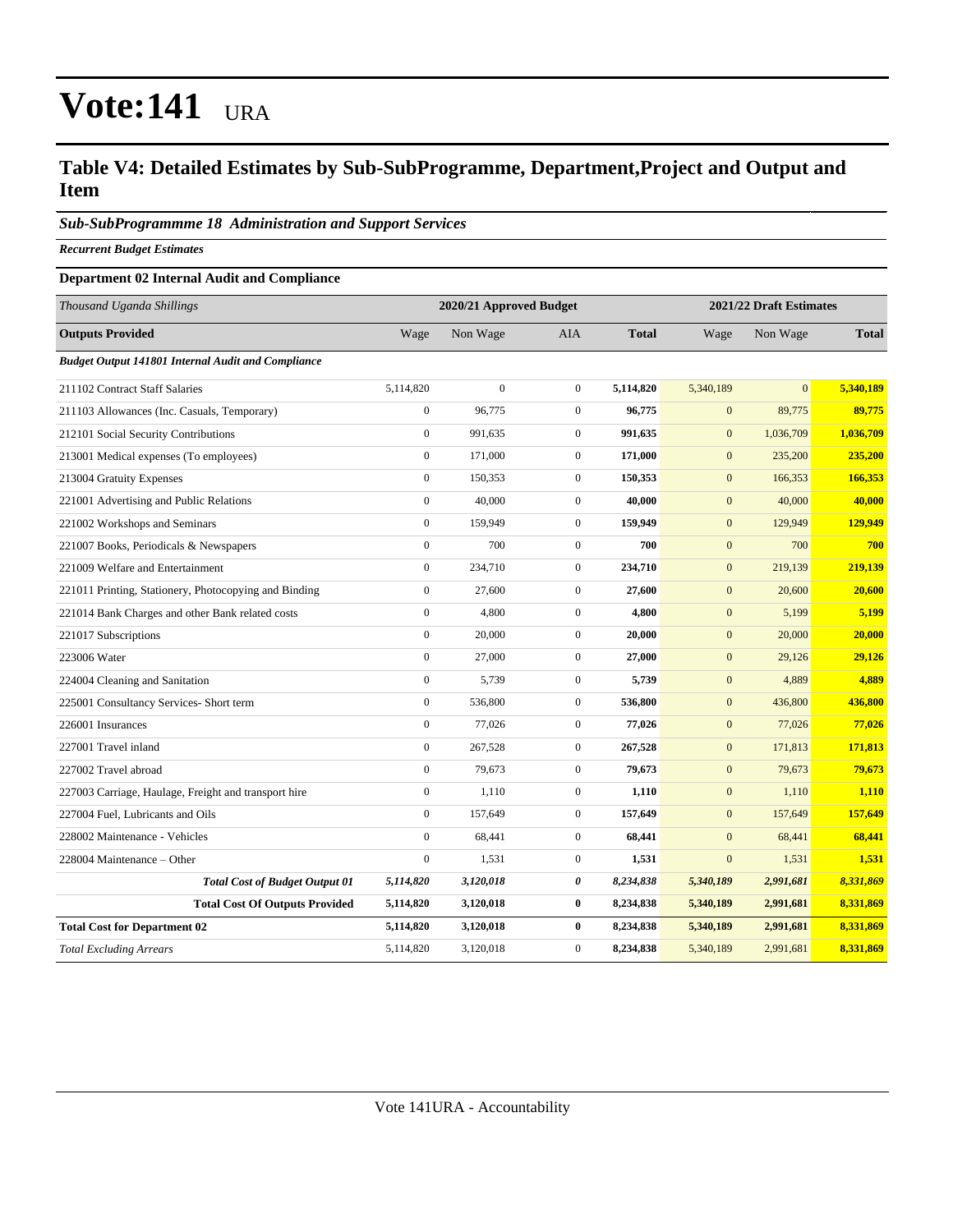# Vote:141 URA

## Table V4: Detailed Estimates by Sub-SubProgramme, Department,Project and Output and Item

### *Sub-SubProgrammme 18 Administration and Support Services*

***Recurrent Budget Estimates***

**Department 02 Internal Audit and Compliance**

| *Thousand Uganda Shillings* | 2020/21 Approved Budget | | | | 2021/22 Draft Estimates | | |
|---|---|---|---|---|---|---|---|
| **Outputs Provided** | Wage | Non Wage | AIA | **Total** | Wage | Non Wage | **Total** |
| ***Budget Output 141801 Internal Audit and Compliance*** | | | | | | | |
| 211102 Contract Staff Salaries | 5,114,820 | 0 | 0 | **5,114,820** | 5,340,189 | 0 | **5,340,189** |
| 211103 Allowances (Inc. Casuals, Temporary) | 0 | 96,775 | 0 | **96,775** | 0 | 89,775 | **89,775** |
| 212101 Social Security Contributions | 0 | 991,635 | 0 | **991,635** | 0 | 1,036,709 | **1,036,709** |
| 213001 Medical expenses (To employees) | 0 | 171,000 | 0 | **171,000** | 0 | 235,200 | **235,200** |
| 213004 Gratuity Expenses | 0 | 150,353 | 0 | **150,353** | 0 | 166,353 | **166,353** |
| 221001 Advertising and Public Relations | 0 | 40,000 | 0 | **40,000** | 0 | 40,000 | **40,000** |
| 221002 Workshops and Seminars | 0 | 159,949 | 0 | **159,949** | 0 | 129,949 | **129,949** |
| 221007 Books, Periodicals & Newspapers | 0 | 700 | 0 | **700** | 0 | 700 | **700** |
| 221009 Welfare and Entertainment | 0 | 234,710 | 0 | **234,710** | 0 | 219,139 | **219,139** |
| 221011 Printing, Stationery, Photocopying and Binding | 0 | 27,600 | 0 | **27,600** | 0 | 20,600 | **20,600** |
| 221014 Bank Charges and other Bank related costs | 0 | 4,800 | 0 | **4,800** | 0 | 5,199 | **5,199** |
| 221017 Subscriptions | 0 | 20,000 | 0 | **20,000** | 0 | 20,000 | **20,000** |
| 223006 Water | 0 | 27,000 | 0 | **27,000** | 0 | 29,126 | **29,126** |
| 224004 Cleaning and Sanitation | 0 | 5,739 | 0 | **5,739** | 0 | 4,889 | **4,889** |
| 225001 Consultancy Services- Short term | 0 | 536,800 | 0 | **536,800** | 0 | 436,800 | **436,800** |
| 226001 Insurances | 0 | 77,026 | 0 | **77,026** | 0 | 77,026 | **77,026** |
| 227001 Travel inland | 0 | 267,528 | 0 | **267,528** | 0 | 171,813 | **171,813** |
| 227002 Travel abroad | 0 | 79,673 | 0 | **79,673** | 0 | 79,673 | **79,673** |
| 227003 Carriage, Haulage, Freight and transport hire | 0 | 1,110 | 0 | **1,110** | 0 | 1,110 | **1,110** |
| 227004 Fuel, Lubricants and Oils | 0 | 157,649 | 0 | **157,649** | 0 | 157,649 | **157,649** |
| 228002 Maintenance - Vehicles | 0 | 68,441 | 0 | **68,441** | 0 | 68,441 | **68,441** |
| 228004 Maintenance – Other | 0 | 1,531 | 0 | **1,531** | 0 | 1,531 | **1,531** |
| ***Total Cost of Budget Output 01*** | ***5,114,820*** | ***3,120,018*** | ***0*** | ***8,234,838*** | ***5,340,189*** | ***2,991,681*** | ***8,331,869*** |
| **Total Cost Of Outputs Provided** | **5,114,820** | **3,120,018** | **0** | **8,234,838** | **5,340,189** | **2,991,681** | **8,331,869** |
| **Total Cost for Department 02** | **5,114,820** | **3,120,018** | **0** | **8,234,838** | **5,340,189** | **2,991,681** | **8,331,869** |
| *Total Excluding Arrears* | 5,114,820 | 3,120,018 | 0 | **8,234,838** | 5,340,189 | 2,991,681 | **8,331,869** |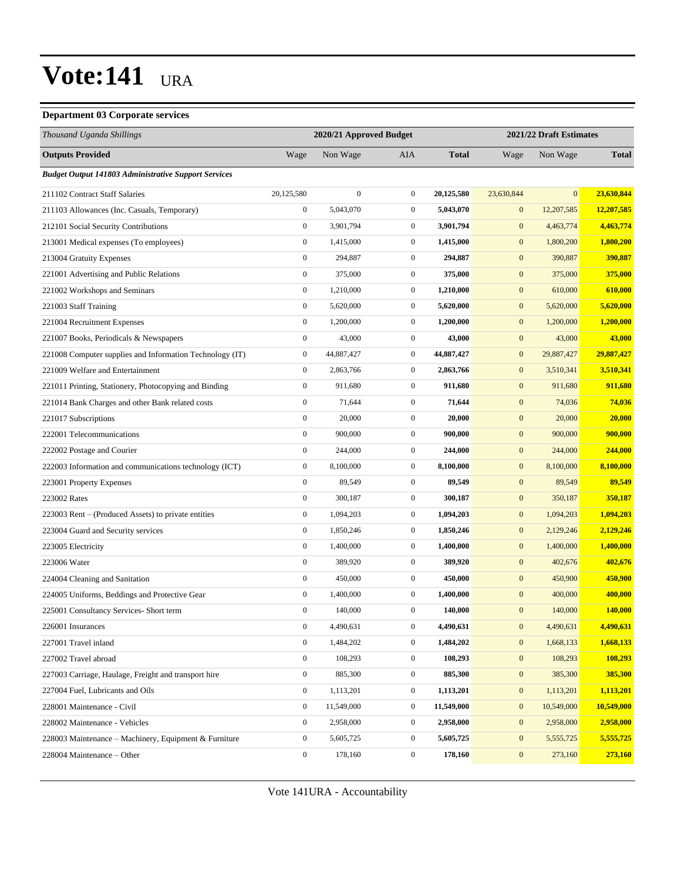# Vote:141 URA

### Department 03 Corporate services

| *Thousand Uganda Shillings* | 2020/21 Approved Budget | | | | 2021/22 Draft Estimates | | |
|---|---|---|---|---|---|---|---|
| **Outputs Provided** | Wage | Non Wage | AIA | **Total** | Wage | Non Wage | **Total** |
| ***Budget Output 141803 Administrative Support Services*** | | | | | | | |
| 211102 Contract Staff Salaries | 20,125,580 | 0 | 0 | **20,125,580** | 23,630,844 | 0 | **23,630,844** |
| 211103 Allowances (Inc. Casuals, Temporary) | 0 | 5,043,070 | 0 | **5,043,070** | 0 | 12,207,585 | **12,207,585** |
| 212101 Social Security Contributions | 0 | 3,901,794 | 0 | **3,901,794** | 0 | 4,463,774 | **4,463,774** |
| 213001 Medical expenses (To employees) | 0 | 1,415,000 | 0 | **1,415,000** | 0 | 1,800,200 | **1,800,200** |
| 213004 Gratuity Expenses | 0 | 294,887 | 0 | **294,887** | 0 | 390,887 | **390,887** |
| 221001 Advertising and Public Relations | 0 | 375,000 | 0 | **375,000** | 0 | 375,000 | **375,000** |
| 221002 Workshops and Seminars | 0 | 1,210,000 | 0 | **1,210,000** | 0 | 610,000 | **610,000** |
| 221003 Staff Training | 0 | 5,620,000 | 0 | **5,620,000** | 0 | 5,620,000 | **5,620,000** |
| 221004 Recruitment Expenses | 0 | 1,200,000 | 0 | **1,200,000** | 0 | 1,200,000 | **1,200,000** |
| 221007 Books, Periodicals & Newspapers | 0 | 43,000 | 0 | **43,000** | 0 | 43,000 | **43,000** |
| 221008 Computer supplies and Information Technology (IT) | 0 | 44,887,427 | 0 | **44,887,427** | 0 | 29,887,427 | **29,887,427** |
| 221009 Welfare and Entertainment | 0 | 2,863,766 | 0 | **2,863,766** | 0 | 3,510,341 | **3,510,341** |
| 221011 Printing, Stationery, Photocopying and Binding | 0 | 911,680 | 0 | **911,680** | 0 | 911,680 | **911,680** |
| 221014 Bank Charges and other Bank related costs | 0 | 71,644 | 0 | **71,644** | 0 | 74,036 | **74,036** |
| 221017 Subscriptions | 0 | 20,000 | 0 | **20,000** | 0 | 20,000 | **20,000** |
| 222001 Telecommunications | 0 | 900,000 | 0 | **900,000** | 0 | 900,000 | **900,000** |
| 222002 Postage and Courier | 0 | 244,000 | 0 | **244,000** | 0 | 244,000 | **244,000** |
| 222003 Information and communications technology (ICT) | 0 | 8,100,000 | 0 | **8,100,000** | 0 | 8,100,000 | **8,100,000** |
| 223001 Property Expenses | 0 | 89,549 | 0 | **89,549** | 0 | 89,549 | **89,549** |
| 223002 Rates | 0 | 300,187 | 0 | **300,187** | 0 | 350,187 | **350,187** |
| 223003 Rent – (Produced Assets) to private entities | 0 | 1,094,203 | 0 | **1,094,203** | 0 | 1,094,203 | **1,094,203** |
| 223004 Guard and Security services | 0 | 1,850,246 | 0 | **1,850,246** | 0 | 2,129,246 | **2,129,246** |
| 223005 Electricity | 0 | 1,400,000 | 0 | **1,400,000** | 0 | 1,400,000 | **1,400,000** |
| 223006 Water | 0 | 389,920 | 0 | **389,920** | 0 | 402,676 | **402,676** |
| 224004 Cleaning and Sanitation | 0 | 450,000 | 0 | **450,000** | 0 | 450,900 | **450,900** |
| 224005 Uniforms, Beddings and Protective Gear | 0 | 1,400,000 | 0 | **1,400,000** | 0 | 400,000 | **400,000** |
| 225001 Consultancy Services- Short term | 0 | 140,000 | 0 | **140,000** | 0 | 140,000 | **140,000** |
| 226001 Insurances | 0 | 4,490,631 | 0 | **4,490,631** | 0 | 4,490,631 | **4,490,631** |
| 227001 Travel inland | 0 | 1,484,202 | 0 | **1,484,202** | 0 | 1,668,133 | **1,668,133** |
| 227002 Travel abroad | 0 | 108,293 | 0 | **108,293** | 0 | 108,293 | **108,293** |
| 227003 Carriage, Haulage, Freight and transport hire | 0 | 885,300 | 0 | **885,300** | 0 | 385,300 | **385,300** |
| 227004 Fuel, Lubricants and Oils | 0 | 1,113,201 | 0 | **1,113,201** | 0 | 1,113,201 | **1,113,201** |
| 228001 Maintenance - Civil | 0 | 11,549,000 | 0 | **11,549,000** | 0 | 10,549,000 | **10,549,000** |
| 228002 Maintenance - Vehicles | 0 | 2,958,000 | 0 | **2,958,000** | 0 | 2,958,000 | **2,958,000** |
| 228003 Maintenance – Machinery, Equipment & Furniture | 0 | 5,605,725 | 0 | **5,605,725** | 0 | 5,555,725 | **5,555,725** |
| 228004 Maintenance – Other | 0 | 178,160 | 0 | **178,160** | 0 | 273,160 | **273,160** |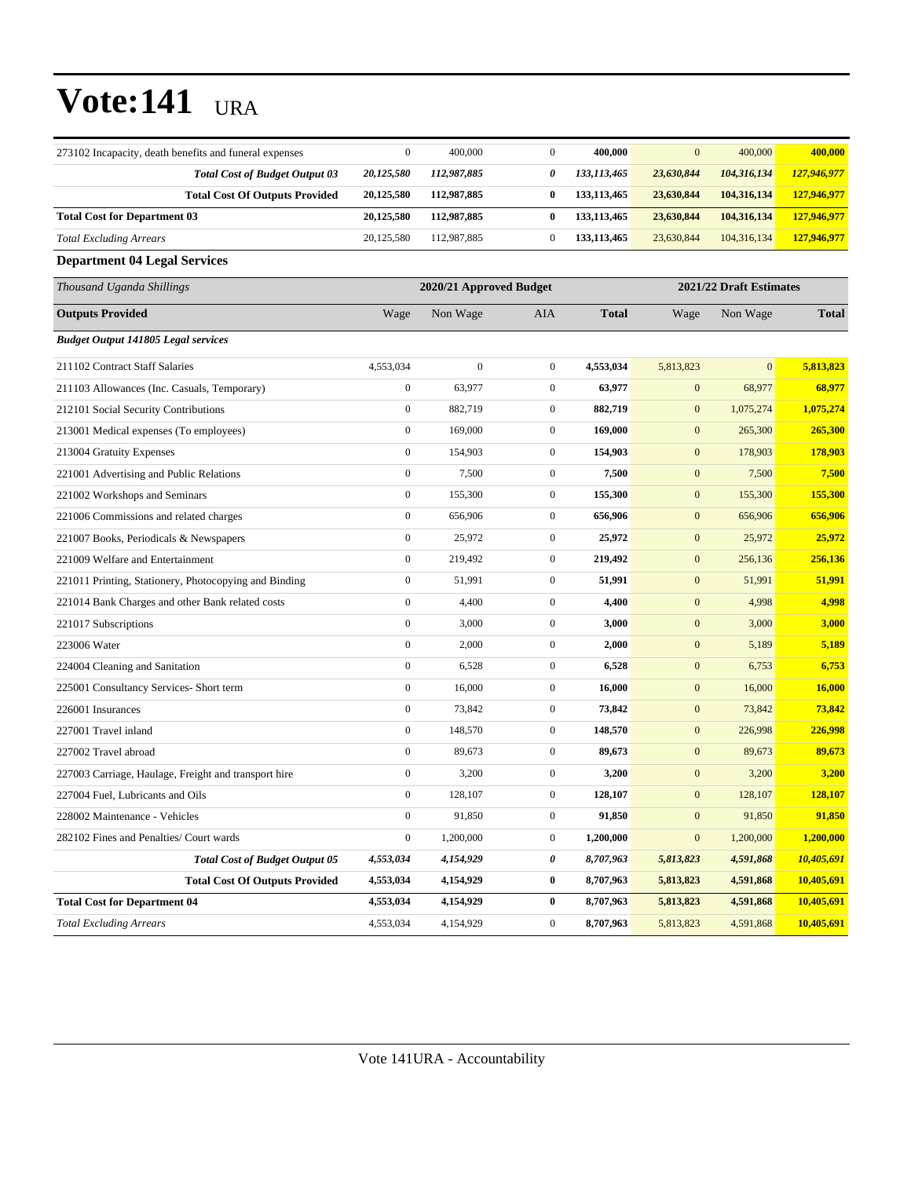# Vote:141 URA

| | | | | | | | |
|---|---|---|---|---|---|---|---|
| 273102 Incapacity, death benefits and funeral expenses | 0 | 400,000 | 0 | **400,000** | 0 | 400,000 | **400,000** |
| ***Total Cost of Budget Output 03*** | ***20,125,580*** | ***112,987,885*** | ***0*** | ***133,113,465*** | ***23,630,844*** | ***104,316,134*** | ***127,946,977*** |
| **Total Cost Of Outputs Provided** | **20,125,580** | **112,987,885** | **0** | **133,113,465** | **23,630,844** | **104,316,134** | **127,946,977** |
| **Total Cost for Department 03** | **20,125,580** | **112,987,885** | **0** | **133,113,465** | **23,630,844** | **104,316,134** | **127,946,977** |
| *Total Excluding Arrears* | 20,125,580 | 112,987,885 | 0 | **133,113,465** | 23,630,844 | 104,316,134 | **127,946,977** |

**Department 04 Legal Services**

| *Thousand Uganda Shillings* | 2020/21 Approved Budget | | | | 2021/22 Draft Estimates | | |
|---|---|---|---|---|---|---|---|
| **Outputs Provided** | Wage | Non Wage | AIA | **Total** | Wage | Non Wage | **Total** |
| ***Budget Output 141805 Legal services*** | | | | | | | |
| 211102 Contract Staff Salaries | 4,553,034 | 0 | 0 | **4,553,034** | 5,813,823 | 0 | **5,813,823** |
| 211103 Allowances (Inc. Casuals, Temporary) | 0 | 63,977 | 0 | **63,977** | 0 | 68,977 | **68,977** |
| 212101 Social Security Contributions | 0 | 882,719 | 0 | **882,719** | 0 | 1,075,274 | **1,075,274** |
| 213001 Medical expenses (To employees) | 0 | 169,000 | 0 | **169,000** | 0 | 265,300 | **265,300** |
| 213004 Gratuity Expenses | 0 | 154,903 | 0 | **154,903** | 0 | 178,903 | **178,903** |
| 221001 Advertising and Public Relations | 0 | 7,500 | 0 | **7,500** | 0 | 7,500 | **7,500** |
| 221002 Workshops and Seminars | 0 | 155,300 | 0 | **155,300** | 0 | 155,300 | **155,300** |
| 221006 Commissions and related charges | 0 | 656,906 | 0 | **656,906** | 0 | 656,906 | **656,906** |
| 221007 Books, Periodicals & Newspapers | 0 | 25,972 | 0 | **25,972** | 0 | 25,972 | **25,972** |
| 221009 Welfare and Entertainment | 0 | 219,492 | 0 | **219,492** | 0 | 256,136 | **256,136** |
| 221011 Printing, Stationery, Photocopying and Binding | 0 | 51,991 | 0 | **51,991** | 0 | 51,991 | **51,991** |
| 221014 Bank Charges and other Bank related costs | 0 | 4,400 | 0 | **4,400** | 0 | 4,998 | **4,998** |
| 221017 Subscriptions | 0 | 3,000 | 0 | **3,000** | 0 | 3,000 | **3,000** |
| 223006 Water | 0 | 2,000 | 0 | **2,000** | 0 | 5,189 | **5,189** |
| 224004 Cleaning and Sanitation | 0 | 6,528 | 0 | **6,528** | 0 | 6,753 | **6,753** |
| 225001 Consultancy Services- Short term | 0 | 16,000 | 0 | **16,000** | 0 | 16,000 | **16,000** |
| 226001 Insurances | 0 | 73,842 | 0 | **73,842** | 0 | 73,842 | **73,842** |
| 227001 Travel inland | 0 | 148,570 | 0 | **148,570** | 0 | 226,998 | **226,998** |
| 227002 Travel abroad | 0 | 89,673 | 0 | **89,673** | 0 | 89,673 | **89,673** |
| 227003 Carriage, Haulage, Freight and transport hire | 0 | 3,200 | 0 | **3,200** | 0 | 3,200 | **3,200** |
| 227004 Fuel, Lubricants and Oils | 0 | 128,107 | 0 | **128,107** | 0 | 128,107 | **128,107** |
| 228002 Maintenance - Vehicles | 0 | 91,850 | 0 | **91,850** | 0 | 91,850 | **91,850** |
| 282102 Fines and Penalties/ Court wards | 0 | 1,200,000 | 0 | **1,200,000** | 0 | 1,200,000 | **1,200,000** |
| ***Total Cost of Budget Output 05*** | ***4,553,034*** | ***4,154,929*** | ***0*** | ***8,707,963*** | ***5,813,823*** | ***4,591,868*** | ***10,405,691*** |
| **Total Cost Of Outputs Provided** | **4,553,034** | **4,154,929** | **0** | **8,707,963** | **5,813,823** | **4,591,868** | **10,405,691** |
| **Total Cost for Department 04** | **4,553,034** | **4,154,929** | **0** | **8,707,963** | **5,813,823** | **4,591,868** | **10,405,691** |
| *Total Excluding Arrears* | 4,553,034 | 4,154,929 | 0 | **8,707,963** | 5,813,823 | 4,591,868 | **10,405,691** |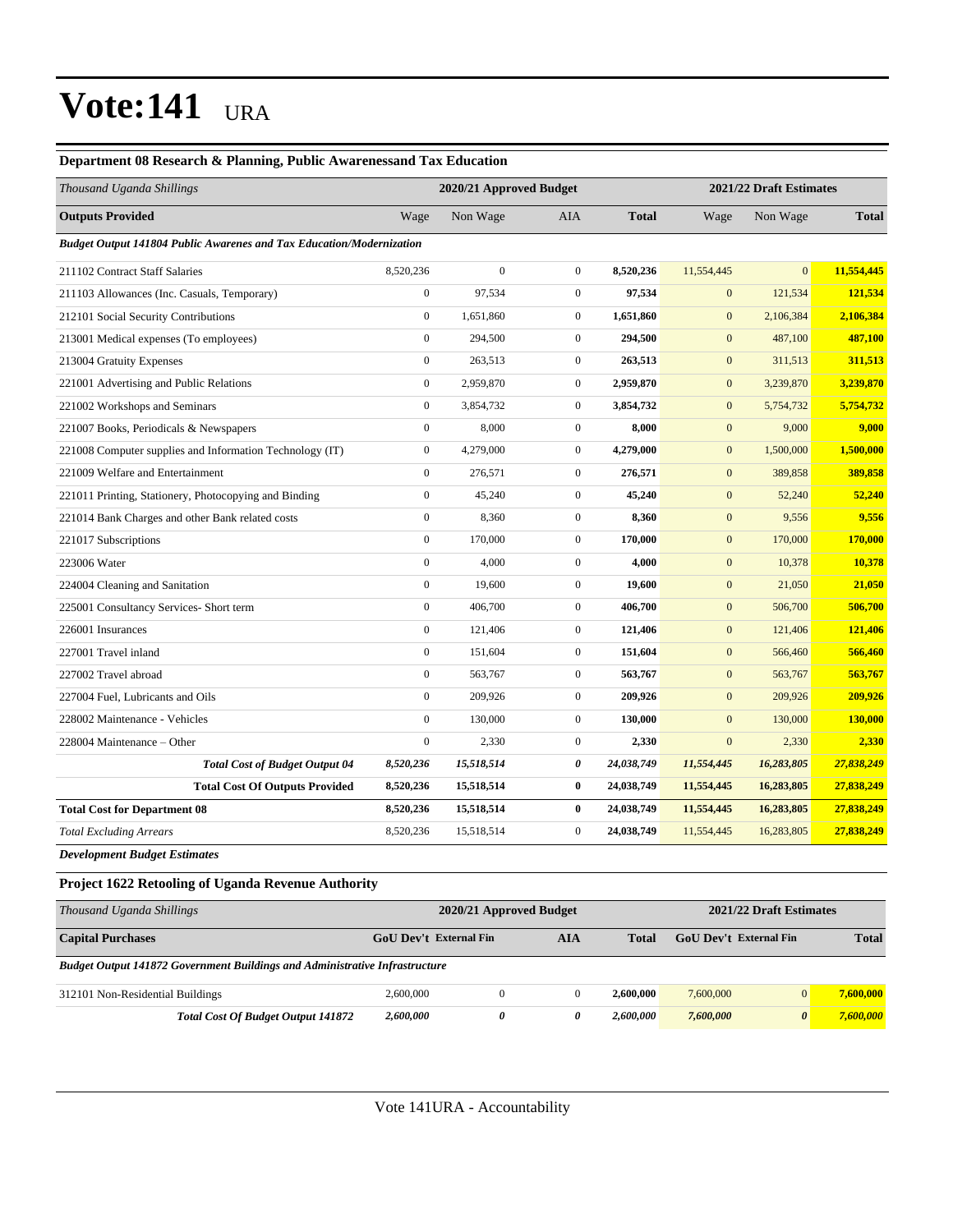# Vote:141 URA

### Department 08 Research & Planning, Public Awarenessand Tax Education

| *Thousand Uganda Shillings* | 2020/21 Approved Budget | | | | 2021/22 Draft Estimates | | |
|---|---|---|---|---|---|---|---|
| **Outputs Provided** | Wage | Non Wage | AIA | **Total** | Wage | Non Wage | **Total** |
| ***Budget Output 141804 Public Awarenes and Tax Education/Modernization*** | | | | | | | |
| 211102 Contract Staff Salaries | 8,520,236 | 0 | 0 | **8,520,236** | 11,554,445 | 0 | **11,554,445** |
| 211103 Allowances (Inc. Casuals, Temporary) | 0 | 97,534 | 0 | **97,534** | 0 | 121,534 | **121,534** |
| 212101 Social Security Contributions | 0 | 1,651,860 | 0 | **1,651,860** | 0 | 2,106,384 | **2,106,384** |
| 213001 Medical expenses (To employees) | 0 | 294,500 | 0 | **294,500** | 0 | 487,100 | **487,100** |
| 213004 Gratuity Expenses | 0 | 263,513 | 0 | **263,513** | 0 | 311,513 | **311,513** |
| 221001 Advertising and Public Relations | 0 | 2,959,870 | 0 | **2,959,870** | 0 | 3,239,870 | **3,239,870** |
| 221002 Workshops and Seminars | 0 | 3,854,732 | 0 | **3,854,732** | 0 | 5,754,732 | **5,754,732** |
| 221007 Books, Periodicals & Newspapers | 0 | 8,000 | 0 | **8,000** | 0 | 9,000 | **9,000** |
| 221008 Computer supplies and Information Technology (IT) | 0 | 4,279,000 | 0 | **4,279,000** | 0 | 1,500,000 | **1,500,000** |
| 221009 Welfare and Entertainment | 0 | 276,571 | 0 | **276,571** | 0 | 389,858 | **389,858** |
| 221011 Printing, Stationery, Photocopying and Binding | 0 | 45,240 | 0 | **45,240** | 0 | 52,240 | **52,240** |
| 221014 Bank Charges and other Bank related costs | 0 | 8,360 | 0 | **8,360** | 0 | 9,556 | **9,556** |
| 221017 Subscriptions | 0 | 170,000 | 0 | **170,000** | 0 | 170,000 | **170,000** |
| 223006 Water | 0 | 4,000 | 0 | **4,000** | 0 | 10,378 | **10,378** |
| 224004 Cleaning and Sanitation | 0 | 19,600 | 0 | **19,600** | 0 | 21,050 | **21,050** |
| 225001 Consultancy Services- Short term | 0 | 406,700 | 0 | **406,700** | 0 | 506,700 | **506,700** |
| 226001 Insurances | 0 | 121,406 | 0 | **121,406** | 0 | 121,406 | **121,406** |
| 227001 Travel inland | 0 | 151,604 | 0 | **151,604** | 0 | 566,460 | **566,460** |
| 227002 Travel abroad | 0 | 563,767 | 0 | **563,767** | 0 | 563,767 | **563,767** |
| 227004 Fuel, Lubricants and Oils | 0 | 209,926 | 0 | **209,926** | 0 | 209,926 | **209,926** |
| 228002 Maintenance - Vehicles | 0 | 130,000 | 0 | **130,000** | 0 | 130,000 | **130,000** |
| 228004 Maintenance – Other | 0 | 2,330 | 0 | **2,330** | 0 | 2,330 | **2,330** |
| ***Total Cost of Budget Output 04*** | ***8,520,236*** | ***15,518,514*** | ***0*** | ***24,038,749*** | ***11,554,445*** | ***16,283,805*** | ***27,838,249*** |
| **Total Cost Of Outputs Provided** | **8,520,236** | **15,518,514** | **0** | **24,038,749** | **11,554,445** | **16,283,805** | **27,838,249** |
| **Total Cost for Department 08** | **8,520,236** | **15,518,514** | **0** | **24,038,749** | **11,554,445** | **16,283,805** | **27,838,249** |
| *Total Excluding Arrears* | 8,520,236 | 15,518,514 | 0 | **24,038,749** | 11,554,445 | 16,283,805 | **27,838,249** |

***Development Budget Estimates***

### Project 1622 Retooling of Uganda Revenue Authority

| *Thousand Uganda Shillings* | 2020/21 Approved Budget | | | | 2021/22 Draft Estimates | | |
|---|---|---|---|---|---|---|---|
| **Capital Purchases** | **GoU Dev't** | **External Fin** | **AIA** | **Total** | **GoU Dev't** | **External Fin** | **Total** |
| ***Budget Output 141872 Government Buildings and Administrative Infrastructure*** | | | | | | | |
| 312101 Non-Residential Buildings | 2,600,000 | 0 | 0 | **2,600,000** | 7,600,000 | 0 | **7,600,000** |
| ***Total Cost Of Budget Output 141872*** | ***2,600,000*** | ***0*** | ***0*** | ***2,600,000*** | ***7,600,000*** | ***0*** | ***7,600,000*** |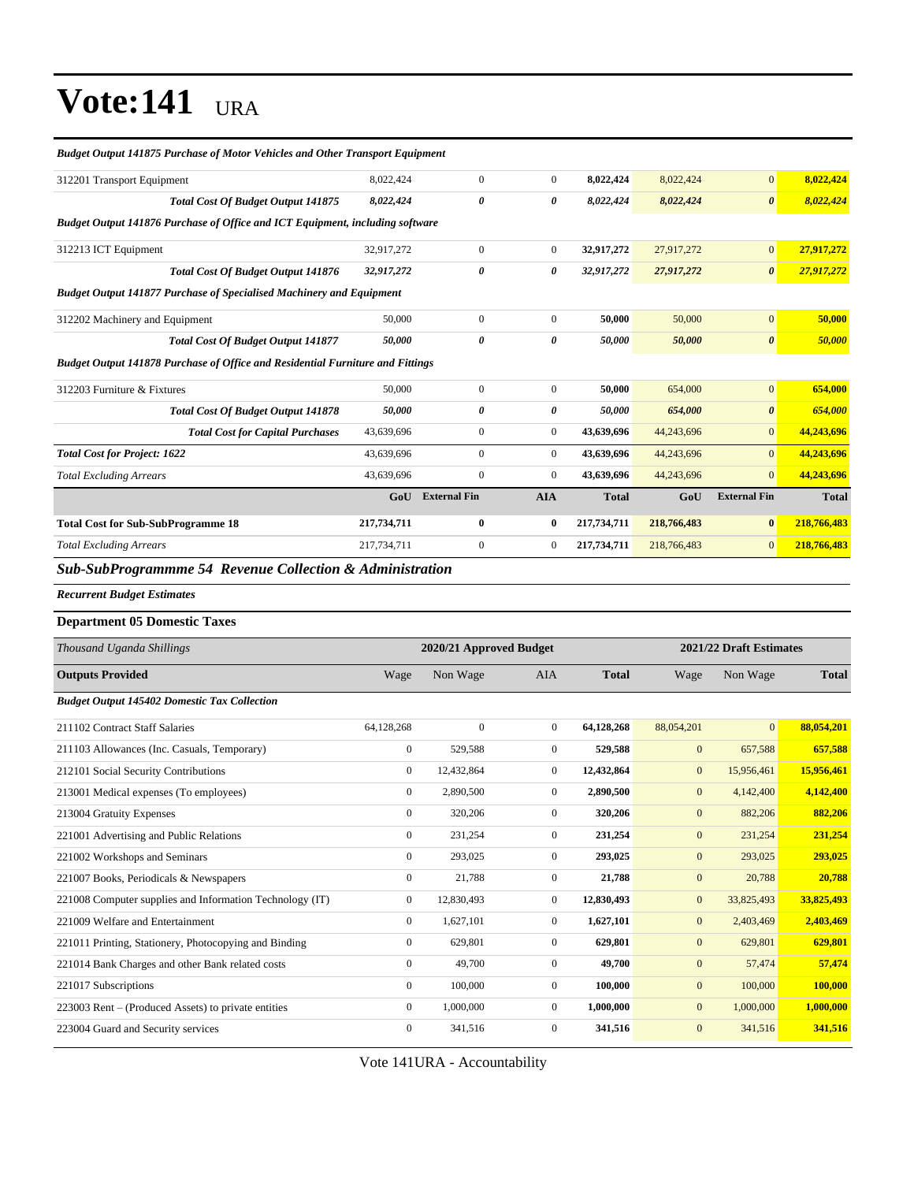# Vote:141 URA

| *Budget Output 141875 Purchase of Motor Vehicles and Other Transport Equipment* | | | | | | | |
|---|---|---|---|---|---|---|---|
| 312201 Transport Equipment | 8,022,424 | 0 | 0 | **8,022,424** | 8,022,424 | 0 | **8,022,424** |
| ***Total Cost Of Budget Output 141875*** | ***8,022,424*** | ***0*** | ***0*** | ***8,022,424*** | ***8,022,424*** | ***0*** | ***8,022,424*** |
| *Budget Output 141876 Purchase of Office and ICT Equipment, including software* | | | | | | | |
| 312213 ICT Equipment | 32,917,272 | 0 | 0 | **32,917,272** | 27,917,272 | 0 | **27,917,272** |
| ***Total Cost Of Budget Output 141876*** | ***32,917,272*** | ***0*** | ***0*** | ***32,917,272*** | ***27,917,272*** | ***0*** | ***27,917,272*** |
| *Budget Output 141877 Purchase of Specialised Machinery and Equipment* | | | | | | | |
| 312202 Machinery and Equipment | 50,000 | 0 | 0 | **50,000** | 50,000 | 0 | **50,000** |
| ***Total Cost Of Budget Output 141877*** | ***50,000*** | ***0*** | ***0*** | ***50,000*** | ***50,000*** | ***0*** | ***50,000*** |
| *Budget Output 141878 Purchase of Office and Residential Furniture and Fittings* | | | | | | | |
| 312203 Furniture & Fixtures | 50,000 | 0 | 0 | **50,000** | 654,000 | 0 | **654,000** |
| ***Total Cost Of Budget Output 141878*** | ***50,000*** | ***0*** | ***0*** | ***50,000*** | ***654,000*** | ***0*** | ***654,000*** |
| ***Total Cost for Capital Purchases*** | 43,639,696 | 0 | 0 | **43,639,696** | 44,243,696 | 0 | **44,243,696** |
| ***Total Cost for Project: 1622*** | 43,639,696 | 0 | 0 | **43,639,696** | 44,243,696 | 0 | **44,243,696** |
| *Total Excluding Arrears* | 43,639,696 | 0 | 0 | **43,639,696** | 44,243,696 | 0 | **44,243,696** |
| | **GoU** | **External Fin** | **AIA** | **Total** | **GoU** | **External Fin** | **Total** |
| **Total Cost for Sub-SubProgramme 18** | **217,734,711** | **0** | **0** | **217,734,711** | **218,766,483** | **0** | **218,766,483** |
| *Total Excluding Arrears* | 217,734,711 | 0 | 0 | **217,734,711** | 218,766,483 | 0 | **218,766,483** |

## *Sub-SubProgrammme 54 Revenue Collection & Administration*

***Recurrent Budget Estimates***

**Department 05 Domestic Taxes**

| *Thousand Uganda Shillings* | 2020/21 Approved Budget | | | | 2021/22 Draft Estimates | | |
|---|---|---|---|---|---|---|---|
| **Outputs Provided** | Wage | Non Wage | AIA | **Total** | Wage | Non Wage | **Total** |
| ***Budget Output 145402 Domestic Tax Collection*** | | | | | | | |
| 211102 Contract Staff Salaries | 64,128,268 | 0 | 0 | **64,128,268** | 88,054,201 | 0 | **88,054,201** |
| 211103 Allowances (Inc. Casuals, Temporary) | 0 | 529,588 | 0 | **529,588** | 0 | 657,588 | **657,588** |
| 212101 Social Security Contributions | 0 | 12,432,864 | 0 | **12,432,864** | 0 | 15,956,461 | **15,956,461** |
| 213001 Medical expenses (To employees) | 0 | 2,890,500 | 0 | **2,890,500** | 0 | 4,142,400 | **4,142,400** |
| 213004 Gratuity Expenses | 0 | 320,206 | 0 | **320,206** | 0 | 882,206 | **882,206** |
| 221001 Advertising and Public Relations | 0 | 231,254 | 0 | **231,254** | 0 | 231,254 | **231,254** |
| 221002 Workshops and Seminars | 0 | 293,025 | 0 | **293,025** | 0 | 293,025 | **293,025** |
| 221007 Books, Periodicals & Newspapers | 0 | 21,788 | 0 | **21,788** | 0 | 20,788 | **20,788** |
| 221008 Computer supplies and Information Technology (IT) | 0 | 12,830,493 | 0 | **12,830,493** | 0 | 33,825,493 | **33,825,493** |
| 221009 Welfare and Entertainment | 0 | 1,627,101 | 0 | **1,627,101** | 0 | 2,403,469 | **2,403,469** |
| 221011 Printing, Stationery, Photocopying and Binding | 0 | 629,801 | 0 | **629,801** | 0 | 629,801 | **629,801** |
| 221014 Bank Charges and other Bank related costs | 0 | 49,700 | 0 | **49,700** | 0 | 57,474 | **57,474** |
| 221017 Subscriptions | 0 | 100,000 | 0 | **100,000** | 0 | 100,000 | **100,000** |
| 223003 Rent – (Produced Assets) to private entities | 0 | 1,000,000 | 0 | **1,000,000** | 0 | 1,000,000 | **1,000,000** |
| 223004 Guard and Security services | 0 | 341,516 | 0 | **341,516** | 0 | 341,516 | **341,516** |

Vote 141URA - Accountability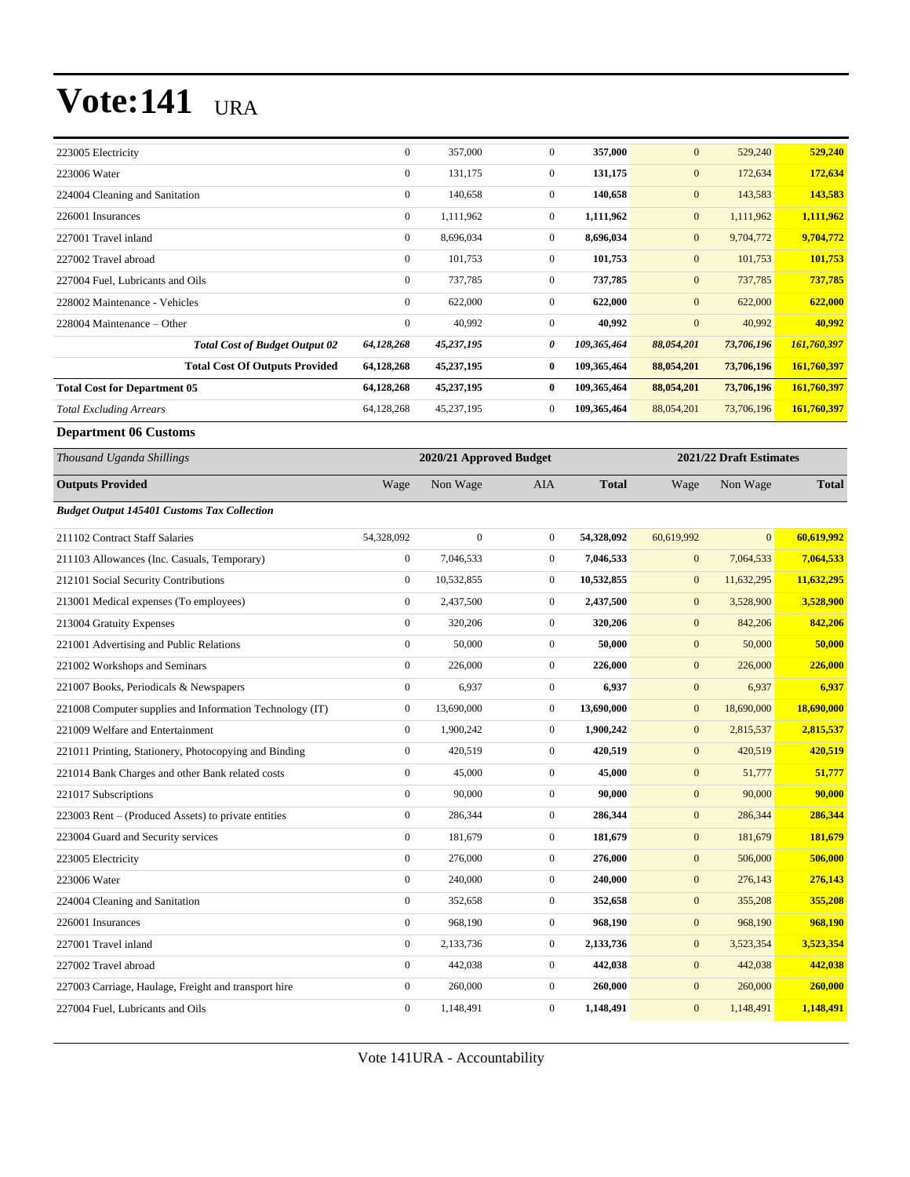# Vote:141 URA

| | | | | | | | |
|---|---|---|---|---|---|---|---|
| 223005 Electricity | 0 | 357,000 | 0 | **357,000** | 0 | 529,240 | **529,240** |
| 223006 Water | 0 | 131,175 | 0 | **131,175** | 0 | 172,634 | **172,634** |
| 224004 Cleaning and Sanitation | 0 | 140,658 | 0 | **140,658** | 0 | 143,583 | **143,583** |
| 226001 Insurances | 0 | 1,111,962 | 0 | **1,111,962** | 0 | 1,111,962 | **1,111,962** |
| 227001 Travel inland | 0 | 8,696,034 | 0 | **8,696,034** | 0 | 9,704,772 | **9,704,772** |
| 227002 Travel abroad | 0 | 101,753 | 0 | **101,753** | 0 | 101,753 | **101,753** |
| 227004 Fuel, Lubricants and Oils | 0 | 737,785 | 0 | **737,785** | 0 | 737,785 | **737,785** |
| 228002 Maintenance - Vehicles | 0 | 622,000 | 0 | **622,000** | 0 | 622,000 | **622,000** |
| 228004 Maintenance – Other | 0 | 40,992 | 0 | **40,992** | 0 | 40,992 | **40,992** |
| ***Total Cost of Budget Output 02*** | ***64,128,268*** | ***45,237,195*** | ***0*** | ***109,365,464*** | ***88,054,201*** | ***73,706,196*** | ***161,760,397*** |
| **Total Cost Of Outputs Provided** | **64,128,268** | **45,237,195** | **0** | **109,365,464** | **88,054,201** | **73,706,196** | **161,760,397** |
| **Total Cost for Department 05** | **64,128,268** | **45,237,195** | **0** | **109,365,464** | **88,054,201** | **73,706,196** | **161,760,397** |
| *Total Excluding Arrears* | 64,128,268 | 45,237,195 | 0 | 109,365,464 | 88,054,201 | 73,706,196 | **161,760,397** |

**Department 06 Customs**

| *Thousand Uganda Shillings* | 2020/21 Approved Budget | | | | 2021/22 Draft Estimates | | |
|---|---|---|---|---|---|---|---|
| **Outputs Provided** | Wage | Non Wage | AIA | **Total** | Wage | Non Wage | **Total** |
| ***Budget Output 145401 Customs Tax Collection*** | | | | | | | |
| 211102 Contract Staff Salaries | 54,328,092 | 0 | 0 | **54,328,092** | 60,619,992 | 0 | **60,619,992** |
| 211103 Allowances (Inc. Casuals, Temporary) | 0 | 7,046,533 | 0 | **7,046,533** | 0 | 7,064,533 | **7,064,533** |
| 212101 Social Security Contributions | 0 | 10,532,855 | 0 | **10,532,855** | 0 | 11,632,295 | **11,632,295** |
| 213001 Medical expenses (To employees) | 0 | 2,437,500 | 0 | **2,437,500** | 0 | 3,528,900 | **3,528,900** |
| 213004 Gratuity Expenses | 0 | 320,206 | 0 | **320,206** | 0 | 842,206 | **842,206** |
| 221001 Advertising and Public Relations | 0 | 50,000 | 0 | **50,000** | 0 | 50,000 | **50,000** |
| 221002 Workshops and Seminars | 0 | 226,000 | 0 | **226,000** | 0 | 226,000 | **226,000** |
| 221007 Books, Periodicals & Newspapers | 0 | 6,937 | 0 | **6,937** | 0 | 6,937 | **6,937** |
| 221008 Computer supplies and Information Technology (IT) | 0 | 13,690,000 | 0 | **13,690,000** | 0 | 18,690,000 | **18,690,000** |
| 221009 Welfare and Entertainment | 0 | 1,900,242 | 0 | **1,900,242** | 0 | 2,815,537 | **2,815,537** |
| 221011 Printing, Stationery, Photocopying and Binding | 0 | 420,519 | 0 | **420,519** | 0 | 420,519 | **420,519** |
| 221014 Bank Charges and other Bank related costs | 0 | 45,000 | 0 | **45,000** | 0 | 51,777 | **51,777** |
| 221017 Subscriptions | 0 | 90,000 | 0 | **90,000** | 0 | 90,000 | **90,000** |
| 223003 Rent – (Produced Assets) to private entities | 0 | 286,344 | 0 | **286,344** | 0 | 286,344 | **286,344** |
| 223004 Guard and Security services | 0 | 181,679 | 0 | **181,679** | 0 | 181,679 | **181,679** |
| 223005 Electricity | 0 | 276,000 | 0 | **276,000** | 0 | 506,000 | **506,000** |
| 223006 Water | 0 | 240,000 | 0 | **240,000** | 0 | 276,143 | **276,143** |
| 224004 Cleaning and Sanitation | 0 | 352,658 | 0 | **352,658** | 0 | 355,208 | **355,208** |
| 226001 Insurances | 0 | 968,190 | 0 | **968,190** | 0 | 968,190 | **968,190** |
| 227001 Travel inland | 0 | 2,133,736 | 0 | **2,133,736** | 0 | 3,523,354 | **3,523,354** |
| 227002 Travel abroad | 0 | 442,038 | 0 | **442,038** | 0 | 442,038 | **442,038** |
| 227003 Carriage, Haulage, Freight and transport hire | 0 | 260,000 | 0 | **260,000** | 0 | 260,000 | **260,000** |
| 227004 Fuel, Lubricants and Oils | 0 | 1,148,491 | 0 | **1,148,491** | 0 | 1,148,491 | **1,148,491** |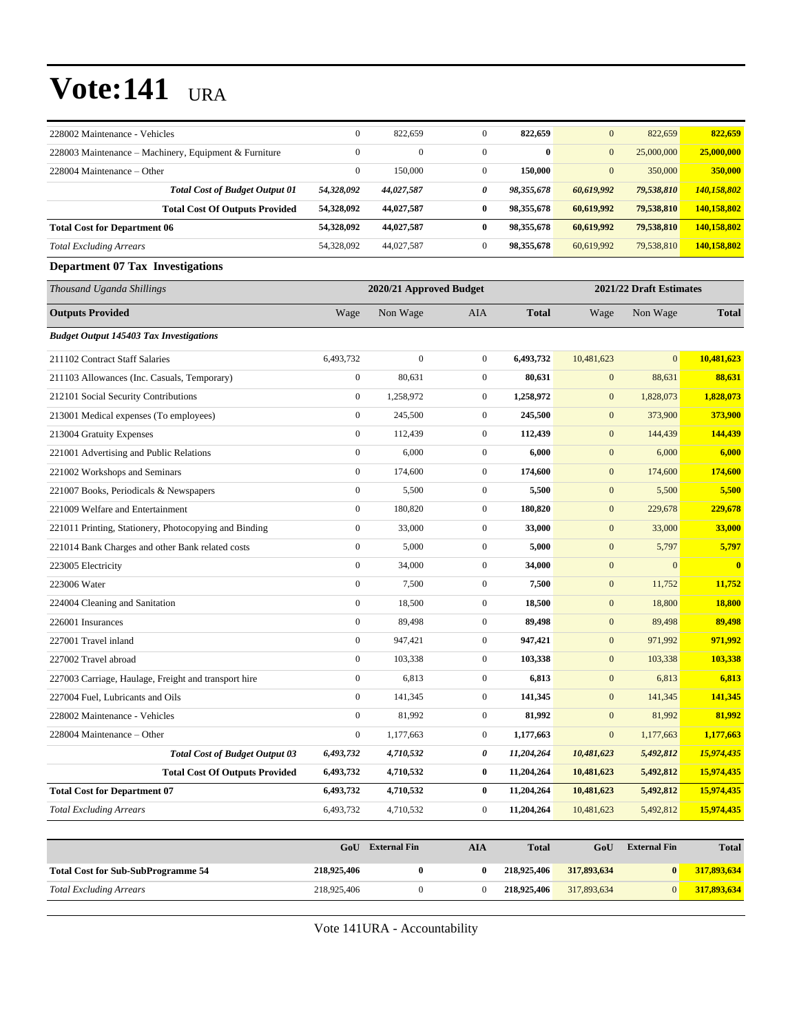# Vote:141 URA

| | | | | | | | |
|---|---|---|---|---|---|---|---|
| 228002 Maintenance - Vehicles | 0 | 822,659 | 0 | **822,659** | 0 | 822,659 | **822,659** |
| 228003 Maintenance – Machinery, Equipment & Furniture | 0 | 0 | 0 | **0** | 0 | 25,000,000 | **25,000,000** |
| 228004 Maintenance – Other | 0 | 150,000 | 0 | **150,000** | 0 | 350,000 | **350,000** |
| ***Total Cost of Budget Output 01*** | ***54,328,092*** | ***44,027,587*** | ***0*** | ***98,355,678*** | ***60,619,992*** | ***79,538,810*** | ***140,158,802*** |
| **Total Cost Of Outputs Provided** | **54,328,092** | **44,027,587** | **0** | **98,355,678** | **60,619,992** | **79,538,810** | **140,158,802** |
| **Total Cost for Department 06** | **54,328,092** | **44,027,587** | **0** | **98,355,678** | **60,619,992** | **79,538,810** | **140,158,802** |
| *Total Excluding Arrears* | 54,328,092 | 44,027,587 | 0 | **98,355,678** | 60,619,992 | 79,538,810 | **140,158,802** |

### Department 07 Tax Investigations

| *Thousand Uganda Shillings* | 2020/21 Approved Budget | | | | 2021/22 Draft Estimates | | |
|---|---|---|---|---|---|---|---|
| **Outputs Provided** | Wage | Non Wage | AIA | **Total** | Wage | Non Wage | **Total** |
| ***Budget Output 145403 Tax Investigations*** | | | | | | | |
| 211102 Contract Staff Salaries | 6,493,732 | 0 | 0 | **6,493,732** | 10,481,623 | 0 | **10,481,623** |
| 211103 Allowances (Inc. Casuals, Temporary) | 0 | 80,631 | 0 | **80,631** | 0 | 88,631 | **88,631** |
| 212101 Social Security Contributions | 0 | 1,258,972 | 0 | **1,258,972** | 0 | 1,828,073 | **1,828,073** |
| 213001 Medical expenses (To employees) | 0 | 245,500 | 0 | **245,500** | 0 | 373,900 | **373,900** |
| 213004 Gratuity Expenses | 0 | 112,439 | 0 | **112,439** | 0 | 144,439 | **144,439** |
| 221001 Advertising and Public Relations | 0 | 6,000 | 0 | **6,000** | 0 | 6,000 | **6,000** |
| 221002 Workshops and Seminars | 0 | 174,600 | 0 | **174,600** | 0 | 174,600 | **174,600** |
| 221007 Books, Periodicals & Newspapers | 0 | 5,500 | 0 | **5,500** | 0 | 5,500 | **5,500** |
| 221009 Welfare and Entertainment | 0 | 180,820 | 0 | **180,820** | 0 | 229,678 | **229,678** |
| 221011 Printing, Stationery, Photocopying and Binding | 0 | 33,000 | 0 | **33,000** | 0 | 33,000 | **33,000** |
| 221014 Bank Charges and other Bank related costs | 0 | 5,000 | 0 | **5,000** | 0 | 5,797 | **5,797** |
| 223005 Electricity | 0 | 34,000 | 0 | **34,000** | 0 | 0 | **0** |
| 223006 Water | 0 | 7,500 | 0 | **7,500** | 0 | 11,752 | **11,752** |
| 224004 Cleaning and Sanitation | 0 | 18,500 | 0 | **18,500** | 0 | 18,800 | **18,800** |
| 226001 Insurances | 0 | 89,498 | 0 | **89,498** | 0 | 89,498 | **89,498** |
| 227001 Travel inland | 0 | 947,421 | 0 | **947,421** | 0 | 971,992 | **971,992** |
| 227002 Travel abroad | 0 | 103,338 | 0 | **103,338** | 0 | 103,338 | **103,338** |
| 227003 Carriage, Haulage, Freight and transport hire | 0 | 6,813 | 0 | **6,813** | 0 | 6,813 | **6,813** |
| 227004 Fuel, Lubricants and Oils | 0 | 141,345 | 0 | **141,345** | 0 | 141,345 | **141,345** |
| 228002 Maintenance - Vehicles | 0 | 81,992 | 0 | **81,992** | 0 | 81,992 | **81,992** |
| 228004 Maintenance – Other | 0 | 1,177,663 | 0 | **1,177,663** | 0 | 1,177,663 | **1,177,663** |
| ***Total Cost of Budget Output 03*** | ***6,493,732*** | ***4,710,532*** | ***0*** | ***11,204,264*** | ***10,481,623*** | ***5,492,812*** | ***15,974,435*** |
| **Total Cost Of Outputs Provided** | **6,493,732** | **4,710,532** | **0** | **11,204,264** | **10,481,623** | **5,492,812** | **15,974,435** |
| **Total Cost for Department 07** | **6,493,732** | **4,710,532** | **0** | **11,204,264** | **10,481,623** | **5,492,812** | **15,974,435** |
| *Total Excluding Arrears* | 6,493,732 | 4,710,532 | 0 | **11,204,264** | 10,481,623 | 5,492,812 | **15,974,435** |

| | GoU | External Fin | AIA | Total | GoU | External Fin | Total |
|---|---|---|---|---|---|---|---|
| **Total Cost for Sub-SubProgramme 54** | **218,925,406** | **0** | **0** | **218,925,406** | **317,893,634** | **0** | **317,893,634** |
| *Total Excluding Arrears* | 218,925,406 | 0 | 0 | **218,925,406** | 317,893,634 | 0 | **317,893,634** |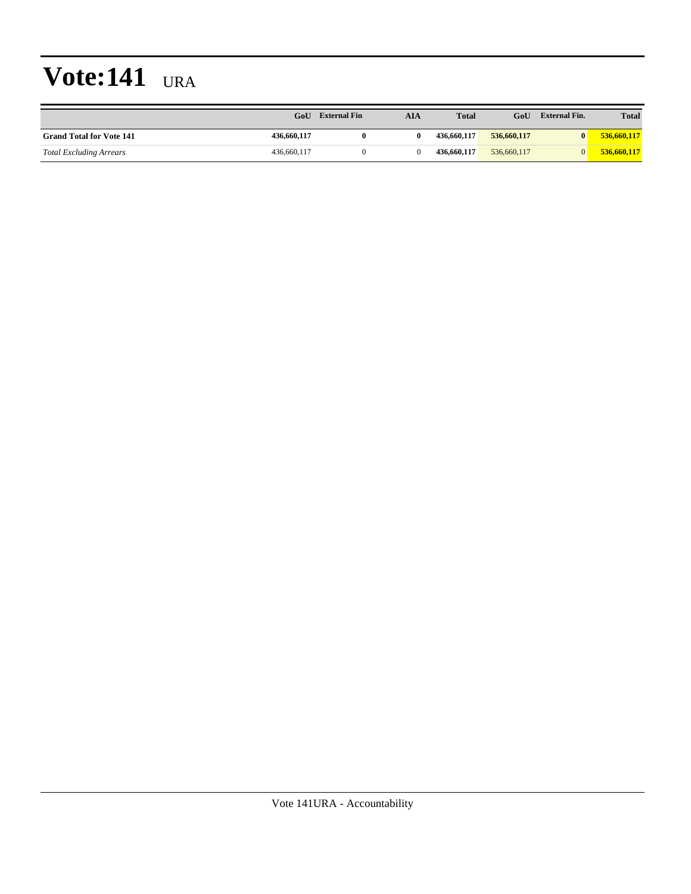# Vote:141 URA

| | GoU | External Fin | AIA | Total | GoU | External Fin. | Total |
|---|---|---|---|---|---|---|---|
| **Grand Total for Vote 141** | **436,660,117** | **0** | **0** | **436,660,117** | **536,660,117** | **0** | **536,660,117** |
| *Total Excluding Arrears* | 436,660,117 | 0 | 0 | **436,660,117** | 536,660,117 | 0 | **536,660,117** |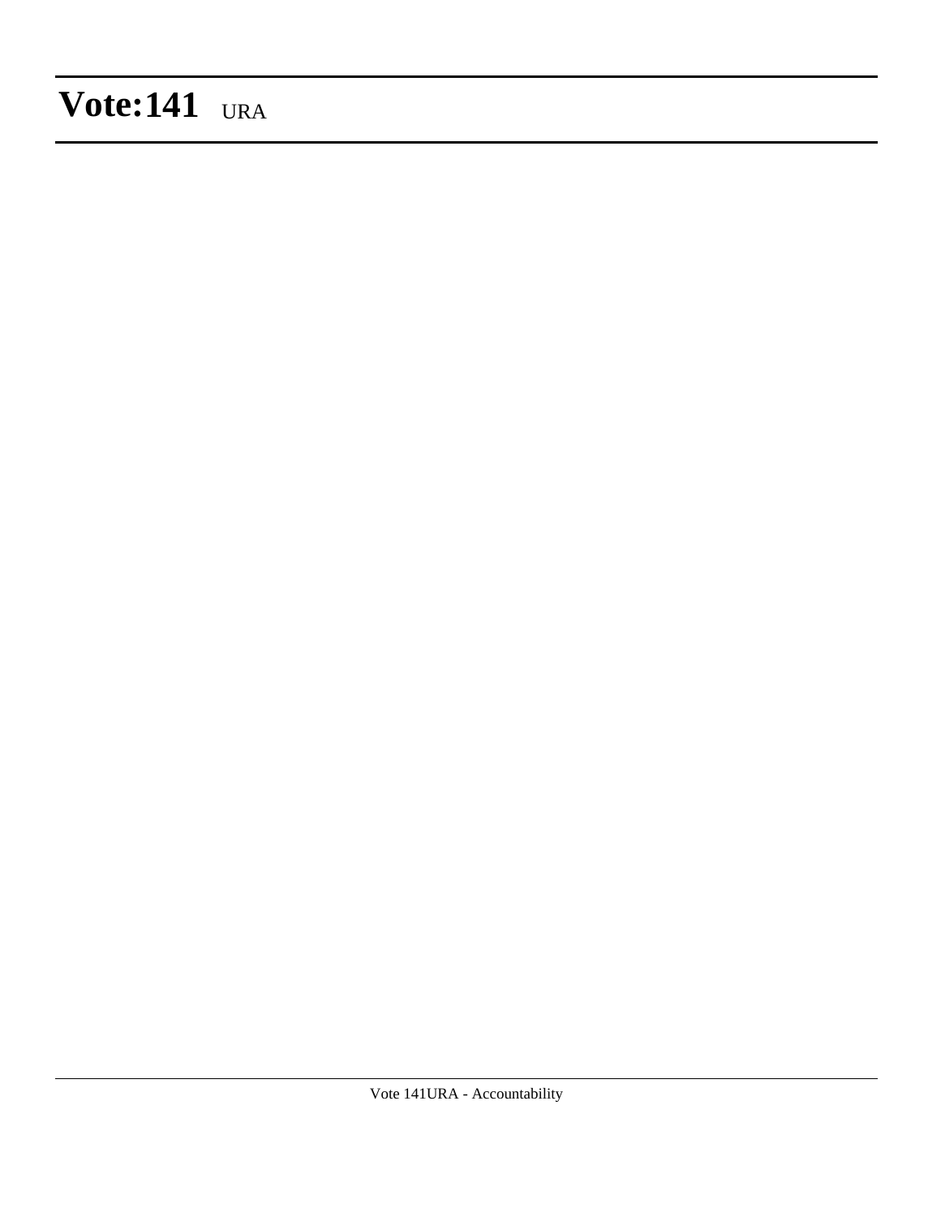# Vote:141 URA